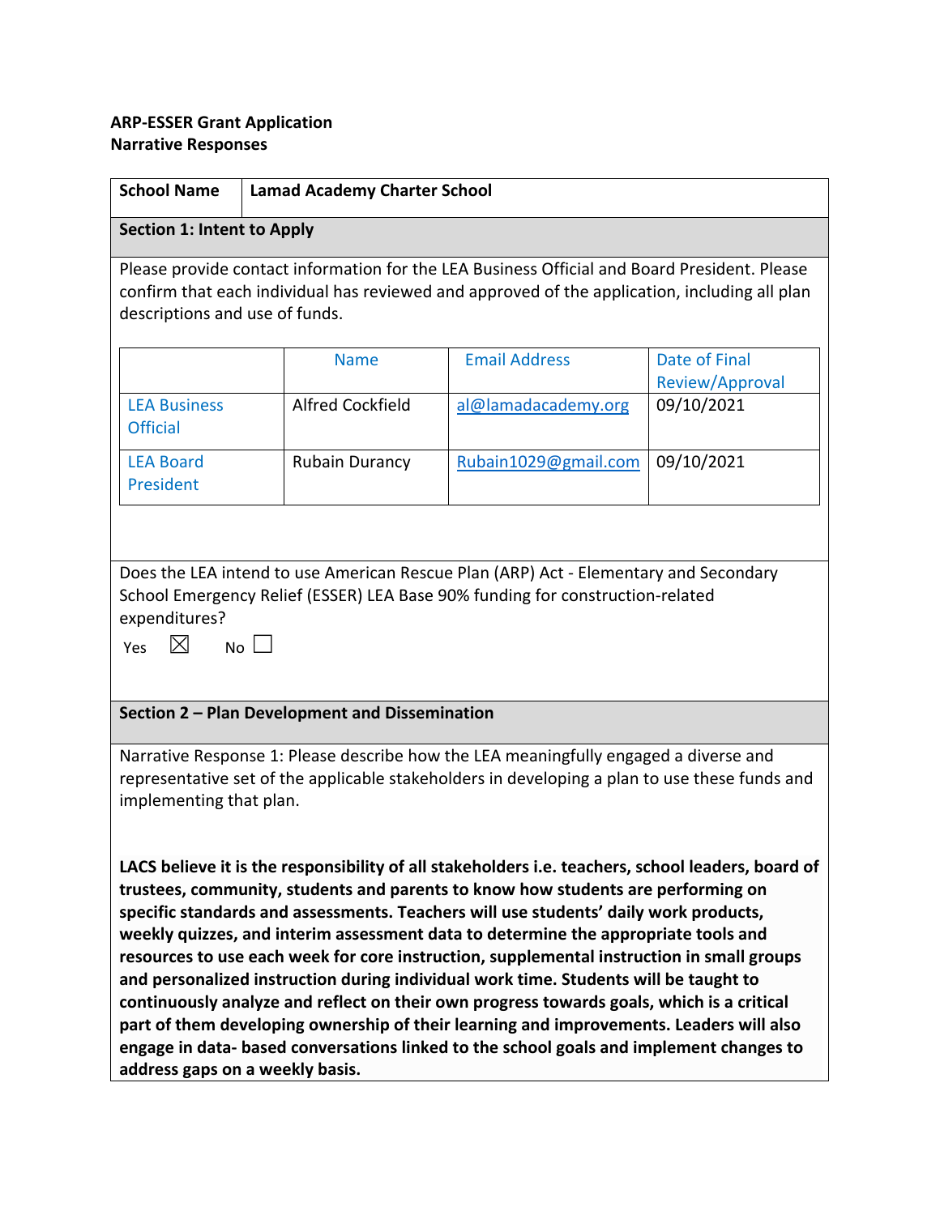**ARP-ESSER Grant Application**
**Narrative Responses**

| **School Name** | **Lamad Academy Charter School** |
|---|---|

**Section 1: Intent to Apply**

Please provide contact information for the LEA Business Official and Board President. Please confirm that each individual has reviewed and approved of the application, including all plan descriptions and use of funds.

| | Name | Email Address | Date of Final Review/Approval |
|---|---|---|---|
| LEA Business Official | Alfred Cockfield | al@lamadacademy.org | 09/10/2021 |
| LEA Board President | Rubain Durancy | Rubain1029@gmail.com | 09/10/2021 |

Does the LEA intend to use American Rescue Plan (ARP) Act - Elementary and Secondary School Emergency Relief (ESSER) LEA Base 90% funding for construction-related expenditures?

Yes ☒ No ☐

**Section 2 – Plan Development and Dissemination**

Narrative Response 1: Please describe how the LEA meaningfully engaged a diverse and representative set of the applicable stakeholders in developing a plan to use these funds and implementing that plan.

**LACS believe it is the responsibility of all stakeholders i.e. teachers, school leaders, board of trustees, community, students and parents to know how students are performing on specific standards and assessments. Teachers will use students' daily work products, weekly quizzes, and interim assessment data to determine the appropriate tools and resources to use each week for core instruction, supplemental instruction in small groups and personalized instruction during individual work time. Students will be taught to continuously analyze and reflect on their own progress towards goals, which is a critical part of them developing ownership of their learning and improvements. Leaders will also engage in data- based conversations linked to the school goals and implement changes to address gaps on a weekly basis.**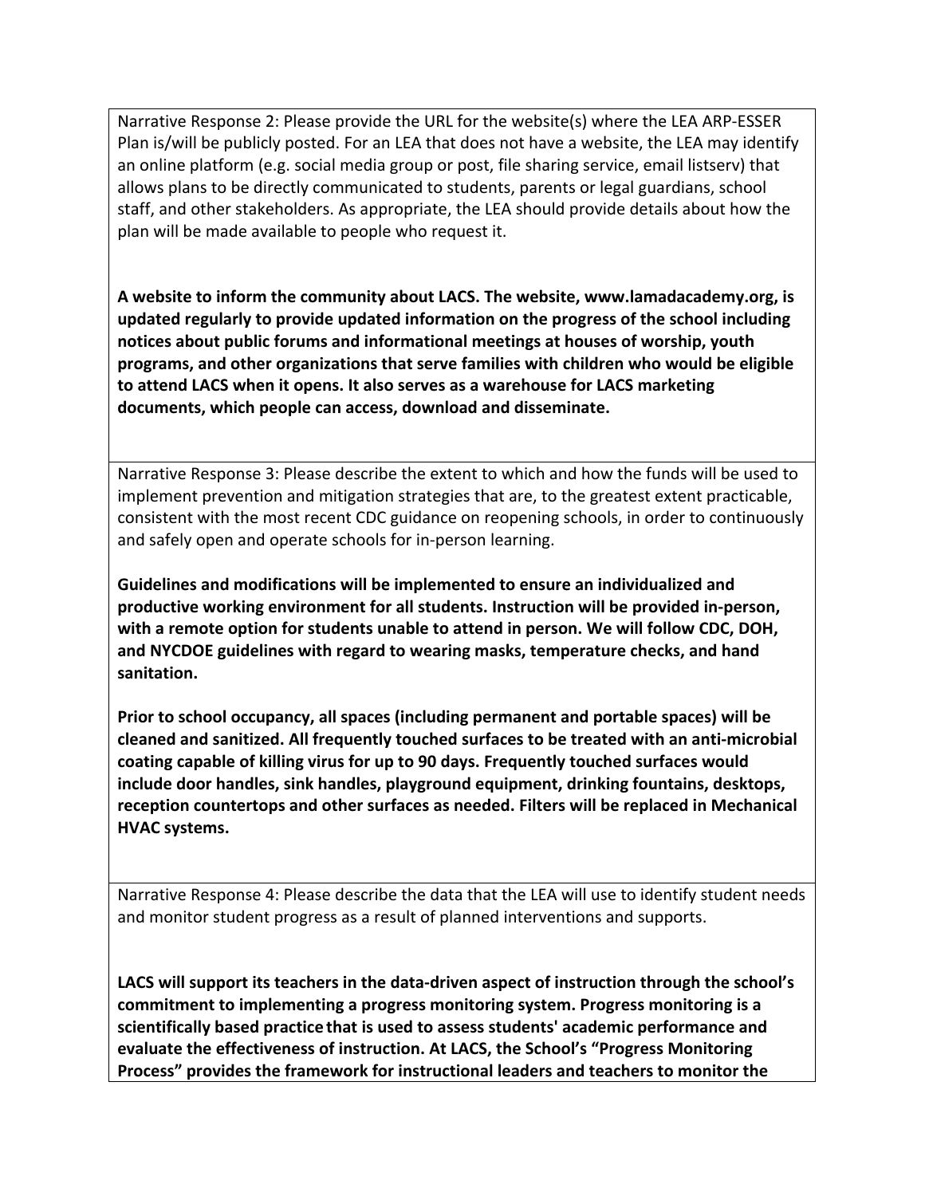Narrative Response 2: Please provide the URL for the website(s) where the LEA ARP-ESSER Plan is/will be publicly posted. For an LEA that does not have a website, the LEA may identify an online platform (e.g. social media group or post, file sharing service, email listserv) that allows plans to be directly communicated to students, parents or legal guardians, school staff, and other stakeholders. As appropriate, the LEA should provide details about how the plan will be made available to people who request it.

**A website to inform the community about LACS. The website, www.lamadacademy.org, is updated regularly to provide updated information on the progress of the school including notices about public forums and informational meetings at houses of worship, youth programs, and other organizations that serve families with children who would be eligible to attend LACS when it opens. It also serves as a warehouse for LACS marketing documents, which people can access, download and disseminate.**

Narrative Response 3: Please describe the extent to which and how the funds will be used to implement prevention and mitigation strategies that are, to the greatest extent practicable, consistent with the most recent CDC guidance on reopening schools, in order to continuously and safely open and operate schools for in-person learning.

**Guidelines and modifications will be implemented to ensure an individualized and productive working environment for all students. Instruction will be provided in-person, with a remote option for students unable to attend in person. We will follow CDC, DOH, and NYCDOE guidelines with regard to wearing masks, temperature checks, and hand sanitation.**

**Prior to school occupancy, all spaces (including permanent and portable spaces) will be cleaned and sanitized. All frequently touched surfaces to be treated with an anti-microbial coating capable of killing virus for up to 90 days. Frequently touched surfaces would include door handles, sink handles, playground equipment, drinking fountains, desktops, reception countertops and other surfaces as needed. Filters will be replaced in Mechanical HVAC systems.**

Narrative Response 4: Please describe the data that the LEA will use to identify student needs and monitor student progress as a result of planned interventions and supports.

**LACS will support its teachers in the data-driven aspect of instruction through the school's commitment to implementing a progress monitoring system. Progress monitoring is a scientifically based practice that is used to assess students' academic performance and evaluate the effectiveness of instruction. At LACS, the School's "Progress Monitoring Process" provides the framework for instructional leaders and teachers to monitor the**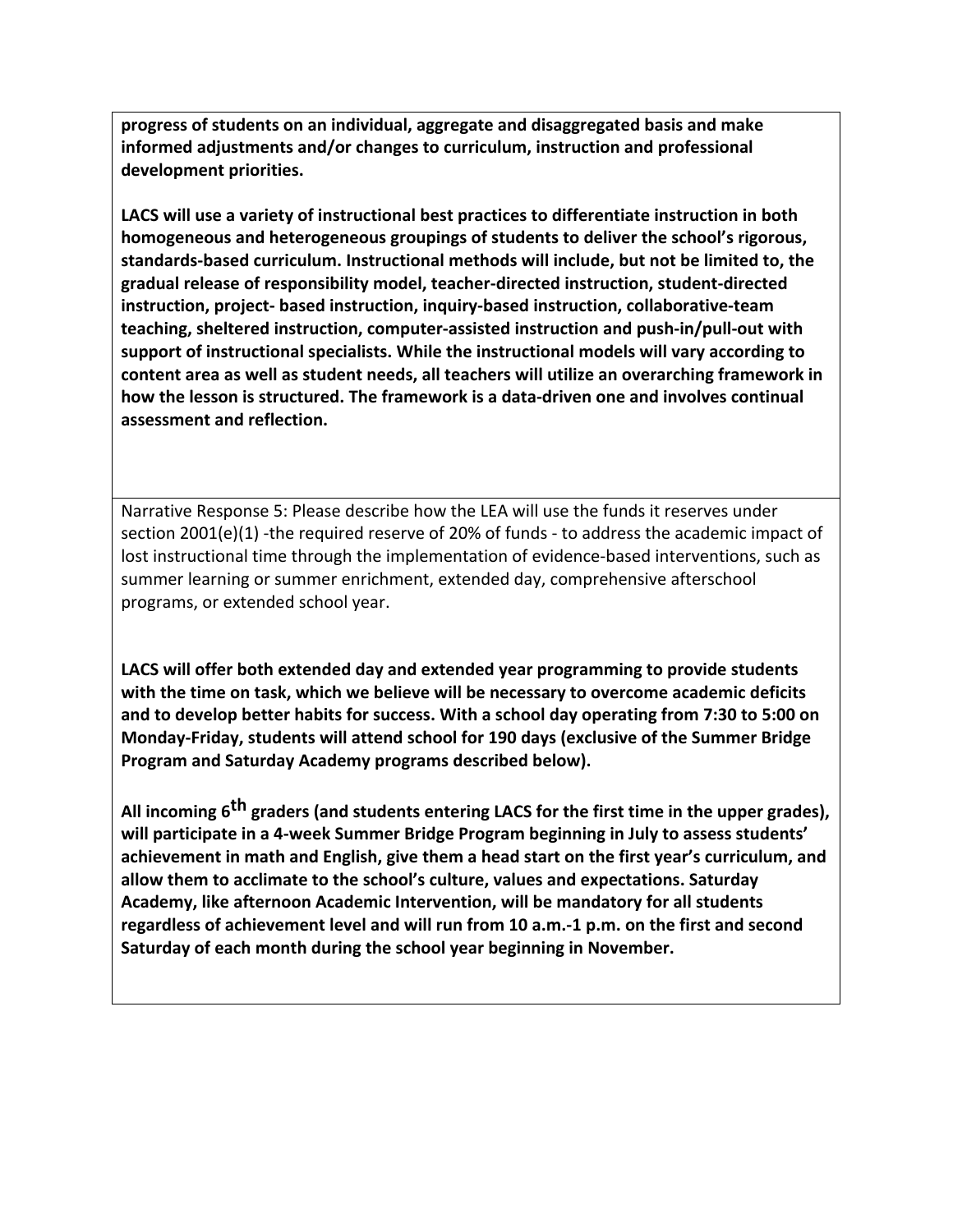**progress of students on an individual, aggregate and disaggregated basis and make informed adjustments and/or changes to curriculum, instruction and professional development priorities.**

**LACS will use a variety of instructional best practices to differentiate instruction in both homogeneous and heterogeneous groupings of students to deliver the school's rigorous, standards-based curriculum. Instructional methods will include, but not be limited to, the gradual release of responsibility model, teacher-directed instruction, student-directed instruction, project- based instruction, inquiry-based instruction, collaborative-team teaching, sheltered instruction, computer-assisted instruction and push-in/pull-out with support of instructional specialists. While the instructional models will vary according to content area as well as student needs, all teachers will utilize an overarching framework in how the lesson is structured. The framework is a data-driven one and involves continual assessment and reflection.**

Narrative Response 5: Please describe how the LEA will use the funds it reserves under section 2001(e)(1) -the required reserve of 20% of funds - to address the academic impact of lost instructional time through the implementation of evidence-based interventions, such as summer learning or summer enrichment, extended day, comprehensive afterschool programs, or extended school year.

**LACS will offer both extended day and extended year programming to provide students with the time on task, which we believe will be necessary to overcome academic deficits and to develop better habits for success. With a school day operating from 7:30 to 5:00 on Monday-Friday, students will attend school for 190 days (exclusive of the Summer Bridge Program and Saturday Academy programs described below).**

**All incoming 6th graders (and students entering LACS for the first time in the upper grades), will participate in a 4-week Summer Bridge Program beginning in July to assess students' achievement in math and English, give them a head start on the first year's curriculum, and allow them to acclimate to the school's culture, values and expectations. Saturday Academy, like afternoon Academic Intervention, will be mandatory for all students regardless of achievement level and will run from 10 a.m.-1 p.m. on the first and second Saturday of each month during the school year beginning in November.**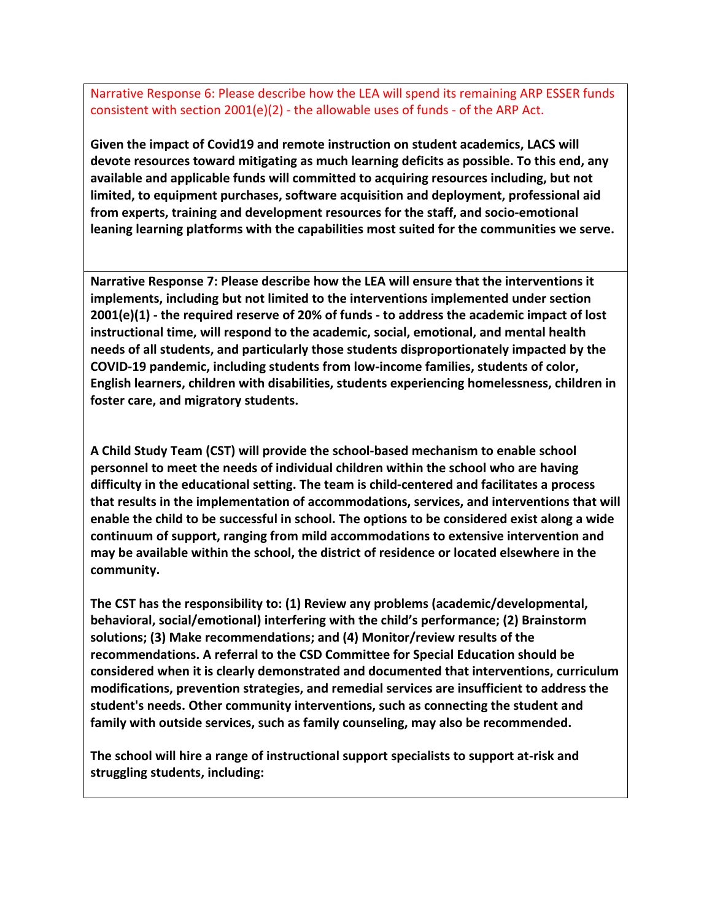Narrative Response 6: Please describe how the LEA will spend its remaining ARP ESSER funds consistent with section 2001(e)(2) - the allowable uses of funds - of the ARP Act.

**Given the impact of Covid19 and remote instruction on student academics, LACS will devote resources toward mitigating as much learning deficits as possible. To this end, any available and applicable funds will committed to acquiring resources including, but not limited, to equipment purchases, software acquisition and deployment, professional aid from experts, training and development resources for the staff, and socio-emotional leaning learning platforms with the capabilities most suited for the communities we serve.**

**Narrative Response 7: Please describe how the LEA will ensure that the interventions it implements, including but not limited to the interventions implemented under section 2001(e)(1) - the required reserve of 20% of funds - to address the academic impact of lost instructional time, will respond to the academic, social, emotional, and mental health needs of all students, and particularly those students disproportionately impacted by the COVID-19 pandemic, including students from low-income families, students of color, English learners, children with disabilities, students experiencing homelessness, children in foster care, and migratory students.**

**A Child Study Team (CST) will provide the school-based mechanism to enable school personnel to meet the needs of individual children within the school who are having difficulty in the educational setting. The team is child-centered and facilitates a process that results in the implementation of accommodations, services, and interventions that will enable the child to be successful in school. The options to be considered exist along a wide continuum of support, ranging from mild accommodations to extensive intervention and may be available within the school, the district of residence or located elsewhere in the community.**

**The CST has the responsibility to: (1) Review any problems (academic/developmental, behavioral, social/emotional) interfering with the child's performance; (2) Brainstorm solutions; (3) Make recommendations; and (4) Monitor/review results of the recommendations. A referral to the CSD Committee for Special Education should be considered when it is clearly demonstrated and documented that interventions, curriculum modifications, prevention strategies, and remedial services are insufficient to address the student's needs. Other community interventions, such as connecting the student and family with outside services, such as family counseling, may also be recommended.**

**The school will hire a range of instructional support specialists to support at-risk and struggling students, including:**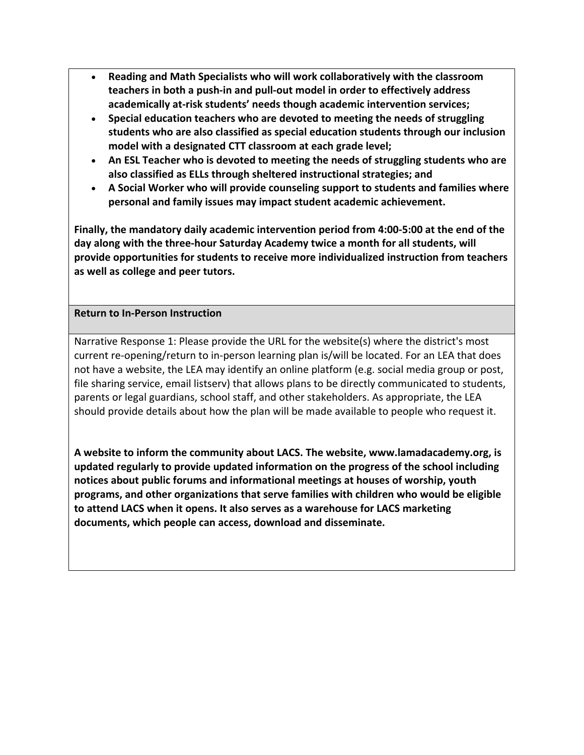- **Reading and Math Specialists who will work collaboratively with the classroom teachers in both a push-in and pull-out model in order to effectively address academically at-risk students' needs though academic intervention services;**
- **Special education teachers who are devoted to meeting the needs of struggling students who are also classified as special education students through our inclusion model with a designated CTT classroom at each grade level;**
- **An ESL Teacher who is devoted to meeting the needs of struggling students who are also classified as ELLs through sheltered instructional strategies; and**
- **A Social Worker who will provide counseling support to students and families where personal and family issues may impact student academic achievement.**

**Finally, the mandatory daily academic intervention period from 4:00-5:00 at the end of the day along with the three-hour Saturday Academy twice a month for all students, will provide opportunities for students to receive more individualized instruction from teachers as well as college and peer tutors.**

**Return to In-Person Instruction**

Narrative Response 1: Please provide the URL for the website(s) where the district's most current re-opening/return to in-person learning plan is/will be located. For an LEA that does not have a website, the LEA may identify an online platform (e.g. social media group or post, file sharing service, email listserv) that allows plans to be directly communicated to students, parents or legal guardians, school staff, and other stakeholders. As appropriate, the LEA should provide details about how the plan will be made available to people who request it.

**A website to inform the community about LACS. The website, www.lamadacademy.org, is updated regularly to provide updated information on the progress of the school including notices about public forums and informational meetings at houses of worship, youth programs, and other organizations that serve families with children who would be eligible to attend LACS when it opens. It also serves as a warehouse for LACS marketing documents, which people can access, download and disseminate.**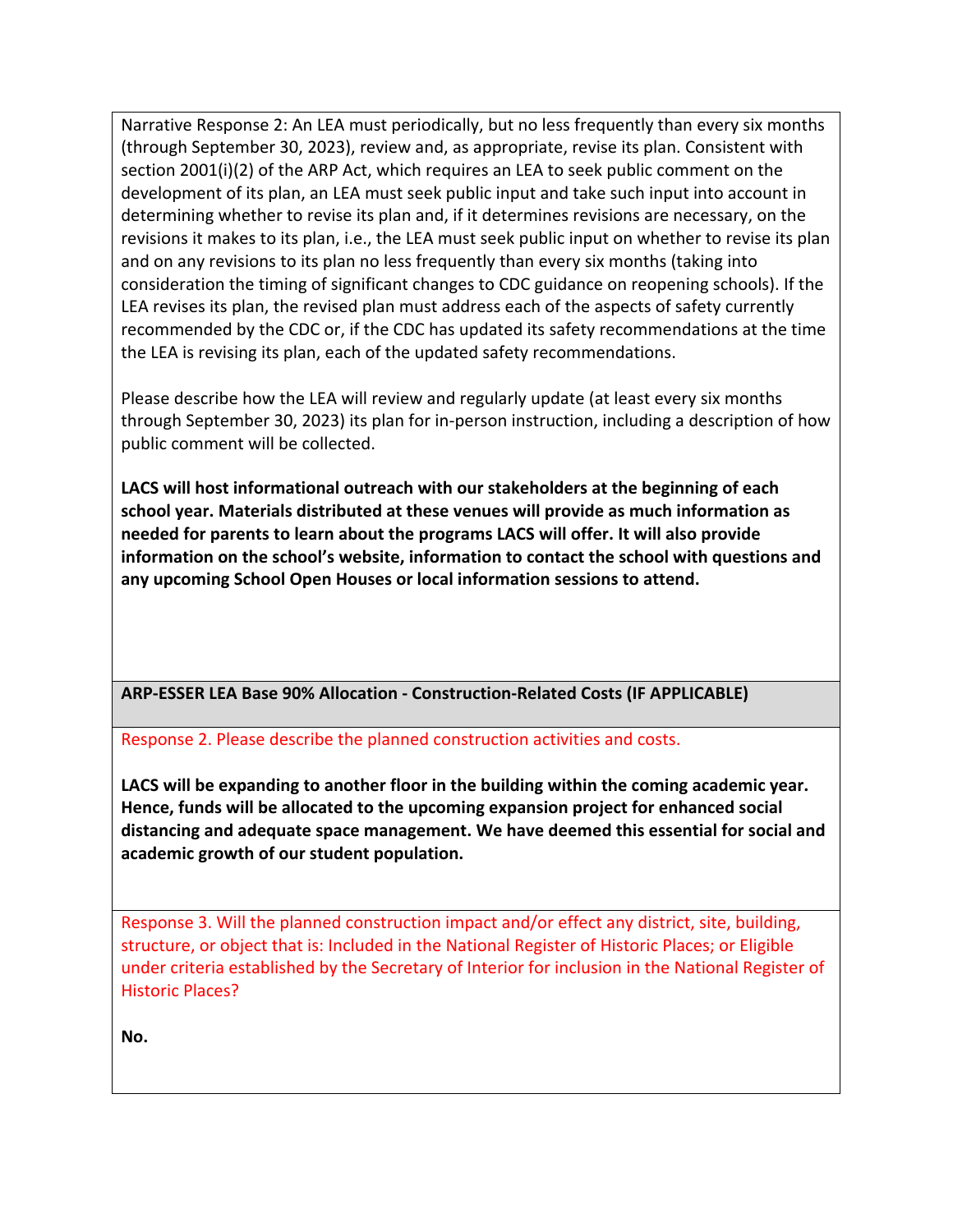Narrative Response 2: An LEA must periodically, but no less frequently than every six months (through September 30, 2023), review and, as appropriate, revise its plan. Consistent with section 2001(i)(2) of the ARP Act, which requires an LEA to seek public comment on the development of its plan, an LEA must seek public input and take such input into account in determining whether to revise its plan and, if it determines revisions are necessary, on the revisions it makes to its plan, i.e., the LEA must seek public input on whether to revise its plan and on any revisions to its plan no less frequently than every six months (taking into consideration the timing of significant changes to CDC guidance on reopening schools). If the LEA revises its plan, the revised plan must address each of the aspects of safety currently recommended by the CDC or, if the CDC has updated its safety recommendations at the time the LEA is revising its plan, each of the updated safety recommendations.

Please describe how the LEA will review and regularly update (at least every six months through September 30, 2023) its plan for in-person instruction, including a description of how public comment will be collected.

**LACS will host informational outreach with our stakeholders at the beginning of each school year. Materials distributed at these venues will provide as much information as needed for parents to learn about the programs LACS will offer. It will also provide information on the school's website, information to contact the school with questions and any upcoming School Open Houses or local information sessions to attend.**

**ARP-ESSER LEA Base 90% Allocation - Construction-Related Costs (IF APPLICABLE)**

Response 2. Please describe the planned construction activities and costs.

**LACS will be expanding to another floor in the building within the coming academic year. Hence, funds will be allocated to the upcoming expansion project for enhanced social distancing and adequate space management. We have deemed this essential for social and academic growth of our student population.**

Response 3. Will the planned construction impact and/or effect any district, site, building, structure, or object that is: Included in the National Register of Historic Places; or Eligible under criteria established by the Secretary of Interior for inclusion in the National Register of Historic Places?

**No.**